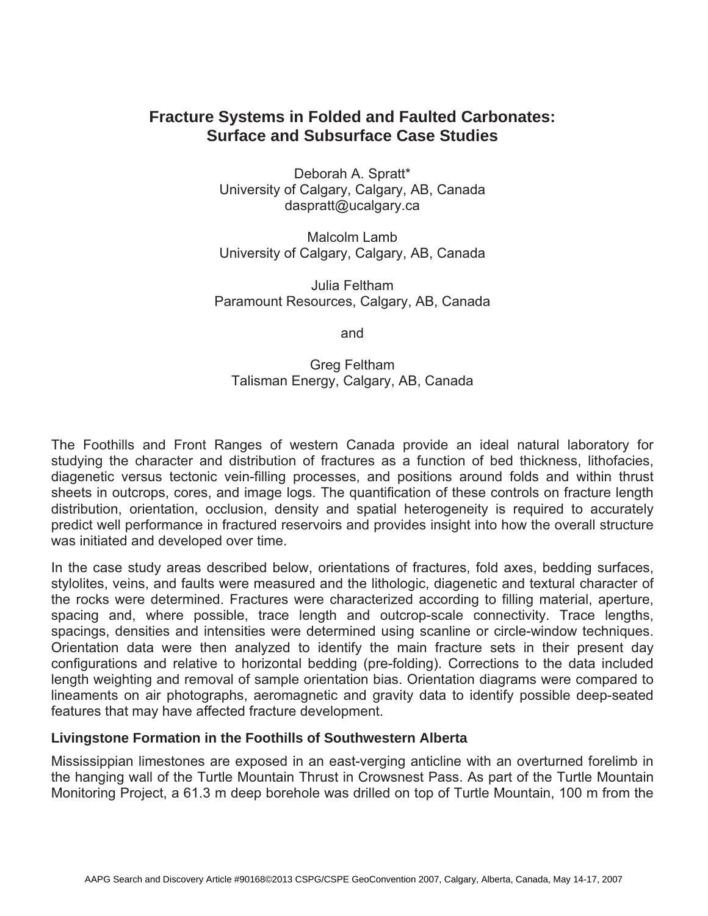# Fracture Systems in Folded and Faulted Carbonates: Surface and Subsurface Case Studies

Deborah A. Spratt*
University of Calgary, Calgary, AB, Canada
daspratt@ucalgary.ca

Malcolm Lamb
University of Calgary, Calgary, AB, Canada

Julia Feltham
Paramount Resources, Calgary, AB, Canada

and

Greg Feltham
Talisman Energy, Calgary, AB, Canada

The Foothills and Front Ranges of western Canada provide an ideal natural laboratory for studying the character and distribution of fractures as a function of bed thickness, lithofacies, diagenetic versus tectonic vein-filling processes, and positions around folds and within thrust sheets in outcrops, cores, and image logs. The quantification of these controls on fracture length distribution, orientation, occlusion, density and spatial heterogeneity is required to accurately predict well performance in fractured reservoirs and provides insight into how the overall structure was initiated and developed over time.

In the case study areas described below, orientations of fractures, fold axes, bedding surfaces, stylolites, veins, and faults were measured and the lithologic, diagenetic and textural character of the rocks were determined. Fractures were characterized according to filling material, aperture, spacing and, where possible, trace length and outcrop-scale connectivity. Trace lengths, spacings, densities and intensities were determined using scanline or circle-window techniques. Orientation data were then analyzed to identify the main fracture sets in their present day configurations and relative to horizontal bedding (pre-folding). Corrections to the data included length weighting and removal of sample orientation bias. Orientation diagrams were compared to lineaments on air photographs, aeromagnetic and gravity data to identify possible deep-seated features that may have affected fracture development.

### Livingstone Formation in the Foothills of Southwestern Alberta

Mississippian limestones are exposed in an east-verging anticline with an overturned forelimb in the hanging wall of the Turtle Mountain Thrust in Crowsnest Pass. As part of the Turtle Mountain Monitoring Project, a 61.3 m deep borehole was drilled on top of Turtle Mountain, 100 m from the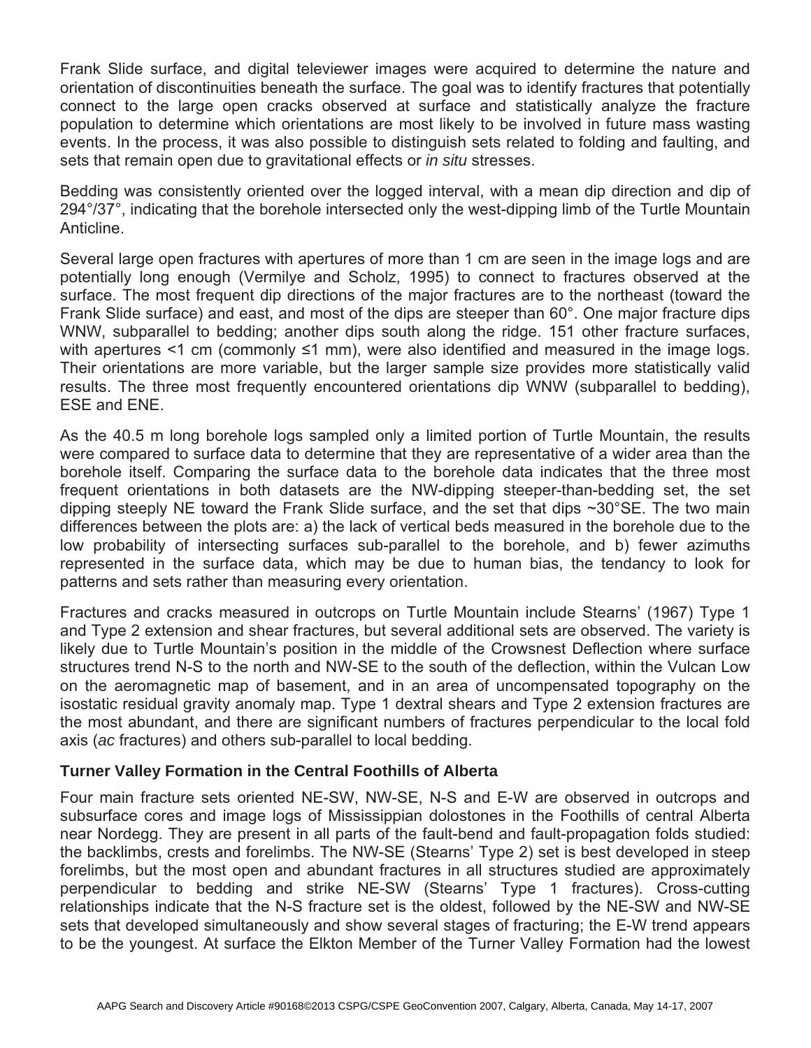Frank Slide surface, and digital televiewer images were acquired to determine the nature and orientation of discontinuities beneath the surface. The goal was to identify fractures that potentially connect to the large open cracks observed at surface and statistically analyze the fracture population to determine which orientations are most likely to be involved in future mass wasting events. In the process, it was also possible to distinguish sets related to folding and faulting, and sets that remain open due to gravitational effects or *in situ* stresses.

Bedding was consistently oriented over the logged interval, with a mean dip direction and dip of 294°/37°, indicating that the borehole intersected only the west-dipping limb of the Turtle Mountain Anticline.

Several large open fractures with apertures of more than 1 cm are seen in the image logs and are potentially long enough (Vermilye and Scholz, 1995) to connect to fractures observed at the surface. The most frequent dip directions of the major fractures are to the northeast (toward the Frank Slide surface) and east, and most of the dips are steeper than 60°. One major fracture dips WNW, subparallel to bedding; another dips south along the ridge. 151 other fracture surfaces, with apertures <1 cm (commonly ≤1 mm), were also identified and measured in the image logs. Their orientations are more variable, but the larger sample size provides more statistically valid results. The three most frequently encountered orientations dip WNW (subparallel to bedding), ESE and ENE.

As the 40.5 m long borehole logs sampled only a limited portion of Turtle Mountain, the results were compared to surface data to determine that they are representative of a wider area than the borehole itself. Comparing the surface data to the borehole data indicates that the three most frequent orientations in both datasets are the NW-dipping steeper-than-bedding set, the set dipping steeply NE toward the Frank Slide surface, and the set that dips ~30°SE. The two main differences between the plots are: a) the lack of vertical beds measured in the borehole due to the low probability of intersecting surfaces sub-parallel to the borehole, and b) fewer azimuths represented in the surface data, which may be due to human bias, the tendancy to look for patterns and sets rather than measuring every orientation.

Fractures and cracks measured in outcrops on Turtle Mountain include Stearns' (1967) Type 1 and Type 2 extension and shear fractures, but several additional sets are observed. The variety is likely due to Turtle Mountain's position in the middle of the Crowsnest Deflection where surface structures trend N-S to the north and NW-SE to the south of the deflection, within the Vulcan Low on the aeromagnetic map of basement, and in an area of uncompensated topography on the isostatic residual gravity anomaly map. Type 1 dextral shears and Type 2 extension fractures are the most abundant, and there are significant numbers of fractures perpendicular to the local fold axis (*ac* fractures) and others sub-parallel to local bedding.

### Turner Valley Formation in the Central Foothills of Alberta

Four main fracture sets oriented NE-SW, NW-SE, N-S and E-W are observed in outcrops and subsurface cores and image logs of Mississippian dolostones in the Foothills of central Alberta near Nordegg. They are present in all parts of the fault-bend and fault-propagation folds studied: the backlimbs, crests and forelimbs. The NW-SE (Stearns' Type 2) set is best developed in steep forelimbs, but the most open and abundant fractures in all structures studied are approximately perpendicular to bedding and strike NE-SW (Stearns' Type 1 fractures). Cross-cutting relationships indicate that the N-S fracture set is the oldest, followed by the NE-SW and NW-SE sets that developed simultaneously and show several stages of fracturing; the E-W trend appears to be the youngest. At surface the Elkton Member of the Turner Valley Formation had the lowest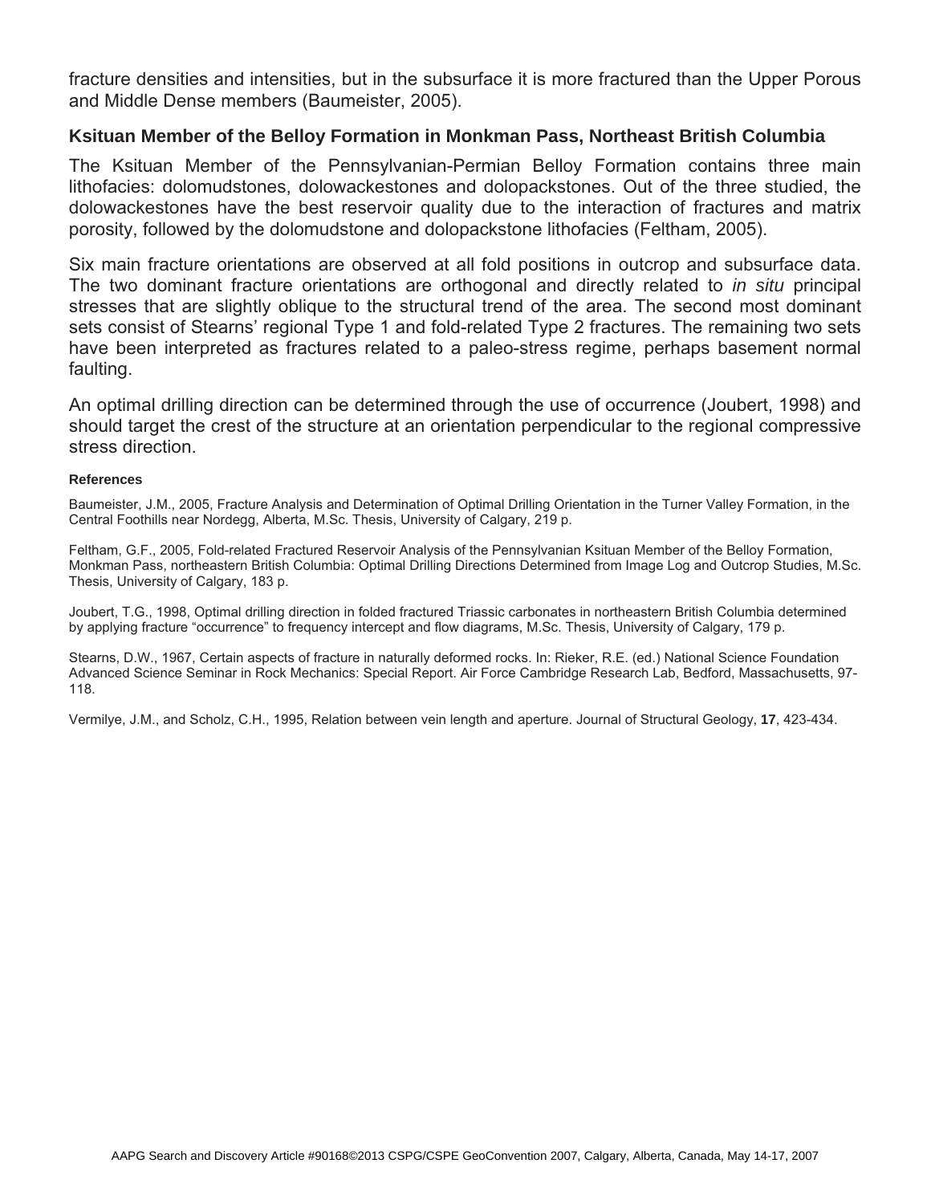fracture densities and intensities, but in the subsurface it is more fractured than the Upper Porous and Middle Dense members (Baumeister, 2005).

### Ksituan Member of the Belloy Formation in Monkman Pass, Northeast British Columbia

The Ksituan Member of the Pennsylvanian-Permian Belloy Formation contains three main lithofacies: dolomudstones, dolowackestones and dolopackstones. Out of the three studied, the dolowackestones have the best reservoir quality due to the interaction of fractures and matrix porosity, followed by the dolomudstone and dolopackstone lithofacies (Feltham, 2005).

Six main fracture orientations are observed at all fold positions in outcrop and subsurface data. The two dominant fracture orientations are orthogonal and directly related to *in situ* principal stresses that are slightly oblique to the structural trend of the area. The second most dominant sets consist of Stearns' regional Type 1 and fold-related Type 2 fractures. The remaining two sets have been interpreted as fractures related to a paleo-stress regime, perhaps basement normal faulting.

An optimal drilling direction can be determined through the use of occurrence (Joubert, 1998) and should target the crest of the structure at an orientation perpendicular to the regional compressive stress direction.

#### References

Baumeister, J.M., 2005, Fracture Analysis and Determination of Optimal Drilling Orientation in the Turner Valley Formation, in the Central Foothills near Nordegg, Alberta, M.Sc. Thesis, University of Calgary, 219 p.

Feltham, G.F., 2005, Fold-related Fractured Reservoir Analysis of the Pennsylvanian Ksituan Member of the Belloy Formation, Monkman Pass, northeastern British Columbia: Optimal Drilling Directions Determined from Image Log and Outcrop Studies, M.Sc. Thesis, University of Calgary, 183 p.

Joubert, T.G., 1998, Optimal drilling direction in folded fractured Triassic carbonates in northeastern British Columbia determined by applying fracture "occurrence" to frequency intercept and flow diagrams, M.Sc. Thesis, University of Calgary, 179 p.

Stearns, D.W., 1967, Certain aspects of fracture in naturally deformed rocks. In: Rieker, R.E. (ed.) National Science Foundation Advanced Science Seminar in Rock Mechanics: Special Report. Air Force Cambridge Research Lab, Bedford, Massachusetts, 97-118.

Vermilye, J.M., and Scholz, C.H., 1995, Relation between vein length and aperture. Journal of Structural Geology, **17**, 423-434.